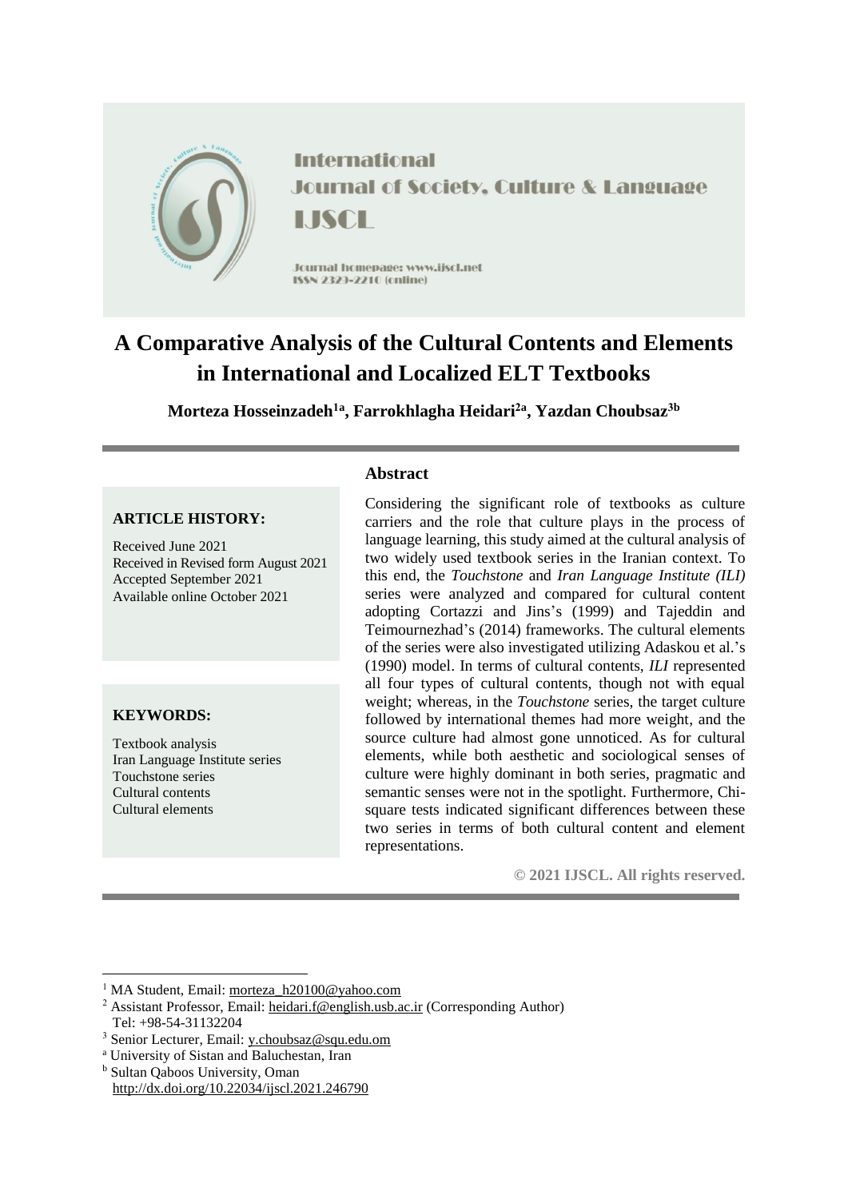International Journal of Society, Culture & Language

IJSCL

Journal homepage: www.ijscl.net
ISSN 2329-2210 (online)

# A Comparative Analysis of the Cultural Contents and Elements in International and Localized ELT Textbooks

**Morteza Hosseinzadeh[1a], Farrokhlagha Heidari[2a], Yazdan Choubsaz[3b]**

**ARTICLE HISTORY:**

Received June 2021
Received in Revised form August 2021
Accepted September 2021
Available online October 2021

**KEYWORDS:**

Textbook analysis
Iran Language Institute series
Touchstone series
Cultural contents
Cultural elements

## Abstract

Considering the significant role of textbooks as culture carriers and the role that culture plays in the process of language learning, this study aimed at the cultural analysis of two widely used textbook series in the Iranian context. To this end, the *Touchstone* and *Iran Language Institute (ILI)* series were analyzed and compared for cultural content adopting Cortazzi and Jins's (1999) and Tajeddin and Teimournezhad's (2014) frameworks. The cultural elements of the series were also investigated utilizing Adaskou et al.'s (1990) model. In terms of cultural contents, *ILI* represented all four types of cultural contents, though not with equal weight; whereas, in the *Touchstone* series, the target culture followed by international themes had more weight, and the source culture had almost gone unnoticed. As for cultural elements, while both aesthetic and sociological senses of culture were highly dominant in both series, pragmatic and semantic senses were not in the spotlight. Furthermore, Chi-square tests indicated significant differences between these two series in terms of both cultural content and element representations.

**© 2021 IJSCL. All rights reserved.**

[1] MA Student, Email: morteza_h20100@yahoo.com
[2] Assistant Professor, Email: heidari.f@english.usb.ac.ir (Corresponding Author)
Tel: +98-54-31132204
[3] Senior Lecturer, Email: y.choubsaz@squ.edu.om
[a] University of Sistan and Baluchestan, Iran
[b] Sultan Qaboos University, Oman
http://dx.doi.org/10.22034/ijscl.2021.246790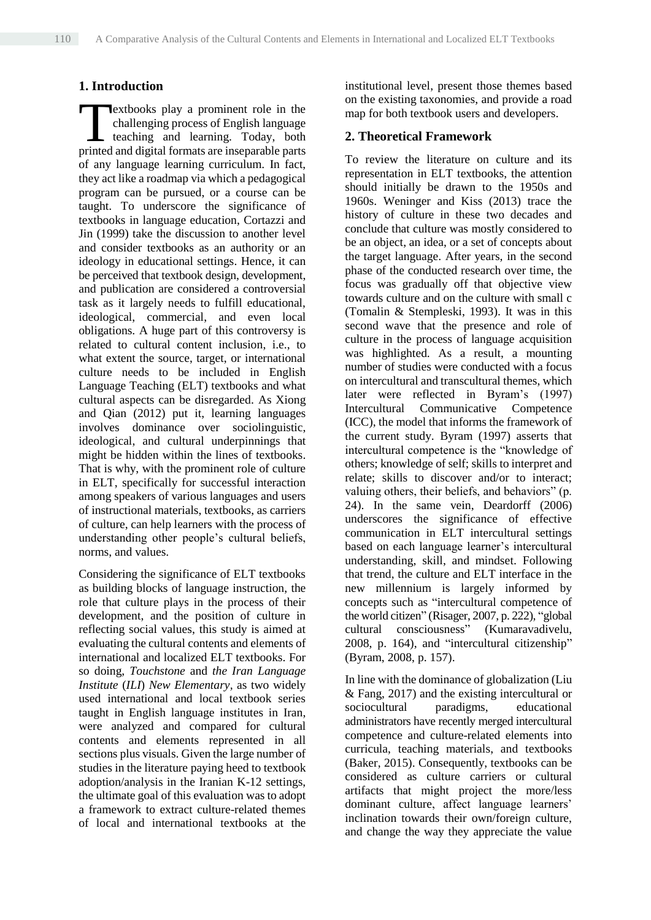## 1. Introduction

Textbooks play a prominent role in the challenging process of English language teaching and learning. Today, both printed and digital formats are inseparable parts of any language learning curriculum. In fact, they act like a roadmap via which a pedagogical program can be pursued, or a course can be taught. To underscore the significance of textbooks in language education, Cortazzi and Jin (1999) take the discussion to another level and consider textbooks as an authority or an ideology in educational settings. Hence, it can be perceived that textbook design, development, and publication are considered a controversial task as it largely needs to fulfill educational, ideological, commercial, and even local obligations. A huge part of this controversy is related to cultural content inclusion, i.e., to what extent the source, target, or international culture needs to be included in English Language Teaching (ELT) textbooks and what cultural aspects can be disregarded. As Xiong and Qian (2012) put it, learning languages involves dominance over sociolinguistic, ideological, and cultural underpinnings that might be hidden within the lines of textbooks. That is why, with the prominent role of culture in ELT, specifically for successful interaction among speakers of various languages and users of instructional materials, textbooks, as carriers of culture, can help learners with the process of understanding other people's cultural beliefs, norms, and values.

Considering the significance of ELT textbooks as building blocks of language instruction, the role that culture plays in the process of their development, and the position of culture in reflecting social values, this study is aimed at evaluating the cultural contents and elements of international and localized ELT textbooks. For so doing, *Touchstone* and *the Iran Language Institute* (*ILI*) *New Elementary*, as two widely used international and local textbook series taught in English language institutes in Iran, were analyzed and compared for cultural contents and elements represented in all sections plus visuals. Given the large number of studies in the literature paying heed to textbook adoption/analysis in the Iranian K-12 settings, the ultimate goal of this evaluation was to adopt a framework to extract culture-related themes of local and international textbooks at the institutional level, present those themes based on the existing taxonomies, and provide a road map for both textbook users and developers.

## 2. Theoretical Framework

To review the literature on culture and its representation in ELT textbooks, the attention should initially be drawn to the 1950s and 1960s. Weninger and Kiss (2013) trace the history of culture in these two decades and conclude that culture was mostly considered to be an object, an idea, or a set of concepts about the target language. After years, in the second phase of the conducted research over time, the focus was gradually off that objective view towards culture and on the culture with small c (Tomalin & Stempleski, 1993). It was in this second wave that the presence and role of culture in the process of language acquisition was highlighted. As a result, a mounting number of studies were conducted with a focus on intercultural and transcultural themes, which later were reflected in Byram's (1997) Intercultural Communicative Competence (ICC), the model that informs the framework of the current study. Byram (1997) asserts that intercultural competence is the "knowledge of others; knowledge of self; skills to interpret and relate; skills to discover and/or to interact; valuing others, their beliefs, and behaviors" (p. 24). In the same vein, Deardorff (2006) underscores the significance of effective communication in ELT intercultural settings based on each language learner's intercultural understanding, skill, and mindset. Following that trend, the culture and ELT interface in the new millennium is largely informed by concepts such as "intercultural competence of the world citizen" (Risager, 2007, p. 222), "global cultural consciousness" (Kumaravadivelu, 2008, p. 164), and "intercultural citizenship" (Byram, 2008, p. 157).

In line with the dominance of globalization (Liu & Fang, 2017) and the existing intercultural or sociocultural paradigms, educational administrators have recently merged intercultural competence and culture-related elements into curricula, teaching materials, and textbooks (Baker, 2015). Consequently, textbooks can be considered as culture carriers or cultural artifacts that might project the more/less dominant culture, affect language learners' inclination towards their own/foreign culture, and change the way they appreciate the value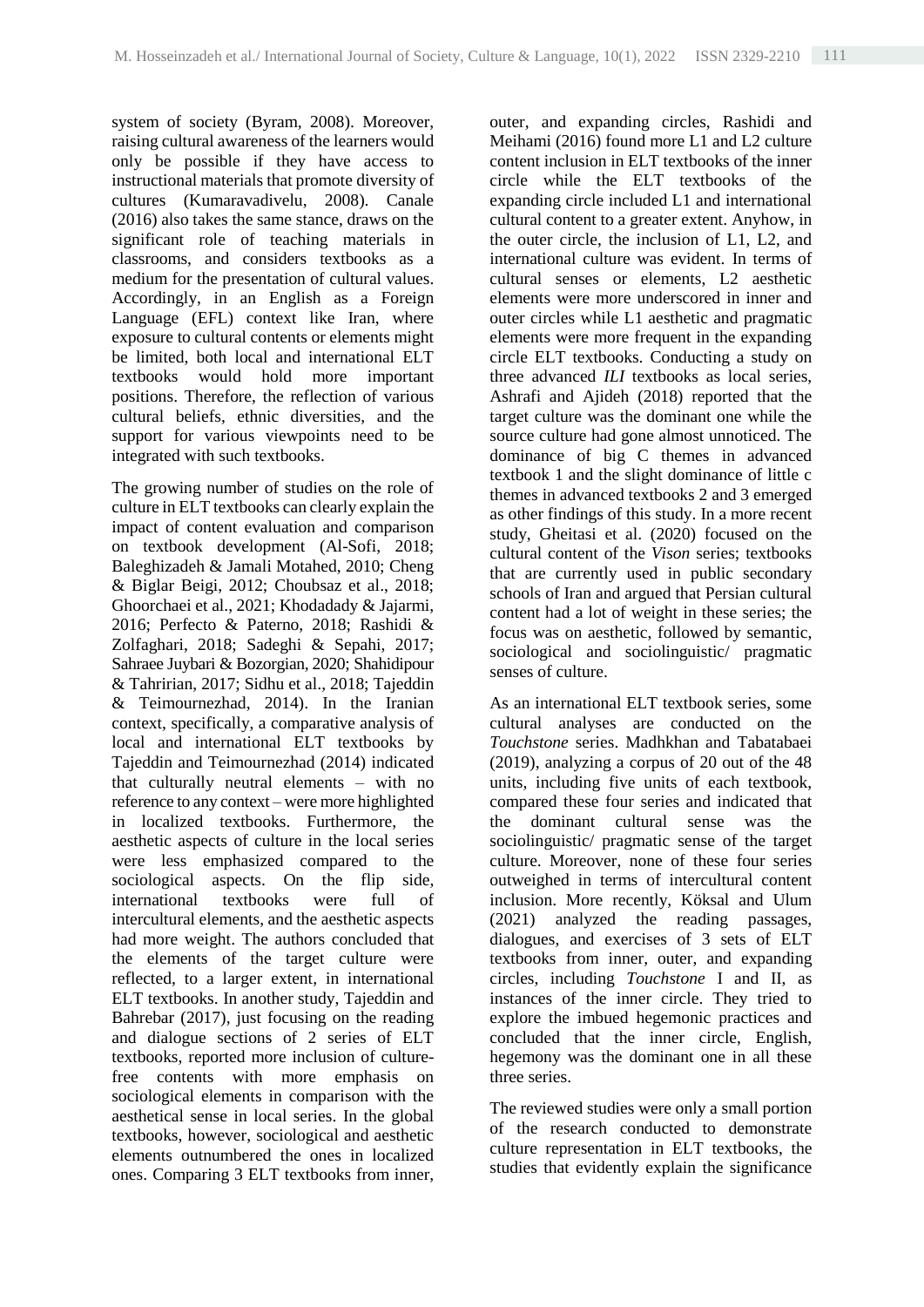system of society (Byram, 2008). Moreover, raising cultural awareness of the learners would only be possible if they have access to instructional materials that promote diversity of cultures (Kumaravadivelu, 2008). Canale (2016) also takes the same stance, draws on the significant role of teaching materials in classrooms, and considers textbooks as a medium for the presentation of cultural values. Accordingly, in an English as a Foreign Language (EFL) context like Iran, where exposure to cultural contents or elements might be limited, both local and international ELT textbooks would hold more important positions. Therefore, the reflection of various cultural beliefs, ethnic diversities, and the support for various viewpoints need to be integrated with such textbooks.

The growing number of studies on the role of culture in ELT textbooks can clearly explain the impact of content evaluation and comparison on textbook development (Al-Sofi, 2018; Baleghizadeh & Jamali Motahed, 2010; Cheng & Biglar Beigi, 2012; Choubsaz et al., 2018; Ghoorchaei et al., 2021; Khodadady & Jajarmi, 2016; Perfecto & Paterno, 2018; Rashidi & Zolfaghari, 2018; Sadeghi & Sepahi, 2017; Sahraee Juybari & Bozorgian, 2020; Shahidipour & Tahririan, 2017; Sidhu et al., 2018; Tajeddin & Teimournezhad, 2014). In the Iranian context, specifically, a comparative analysis of local and international ELT textbooks by Tajeddin and Teimournezhad (2014) indicated that culturally neutral elements – with no reference to any context – were more highlighted in localized textbooks. Furthermore, the aesthetic aspects of culture in the local series were less emphasized compared to the sociological aspects. On the flip side, international textbooks were full of intercultural elements, and the aesthetic aspects had more weight. The authors concluded that the elements of the target culture were reflected, to a larger extent, in international ELT textbooks. In another study, Tajeddin and Bahrebar (2017), just focusing on the reading and dialogue sections of 2 series of ELT textbooks, reported more inclusion of culture-free contents with more emphasis on sociological elements in comparison with the aesthetical sense in local series. In the global textbooks, however, sociological and aesthetic elements outnumbered the ones in localized ones. Comparing 3 ELT textbooks from inner, outer, and expanding circles, Rashidi and Meihami (2016) found more L1 and L2 culture content inclusion in ELT textbooks of the inner circle while the ELT textbooks of the expanding circle included L1 and international cultural content to a greater extent. Anyhow, in the outer circle, the inclusion of L1, L2, and international culture was evident. In terms of cultural senses or elements, L2 aesthetic elements were more underscored in inner and outer circles while L1 aesthetic and pragmatic elements were more frequent in the expanding circle ELT textbooks. Conducting a study on three advanced *ILI* textbooks as local series, Ashrafi and Ajideh (2018) reported that the target culture was the dominant one while the source culture had gone almost unnoticed. The dominance of big C themes in advanced textbook 1 and the slight dominance of little c themes in advanced textbooks 2 and 3 emerged as other findings of this study. In a more recent study, Gheitasi et al. (2020) focused on the cultural content of the *Vison* series; textbooks that are currently used in public secondary schools of Iran and argued that Persian cultural content had a lot of weight in these series; the focus was on aesthetic, followed by semantic, sociological and sociolinguistic/ pragmatic senses of culture.

As an international ELT textbook series, some cultural analyses are conducted on the *Touchstone* series. Madhkhan and Tabatabaei (2019), analyzing a corpus of 20 out of the 48 units, including five units of each textbook, compared these four series and indicated that the dominant cultural sense was the sociolinguistic/ pragmatic sense of the target culture. Moreover, none of these four series outweighed in terms of intercultural content inclusion. More recently, Köksal and Ulum (2021) analyzed the reading passages, dialogues, and exercises of 3 sets of ELT textbooks from inner, outer, and expanding circles, including *Touchstone* I and II, as instances of the inner circle. They tried to explore the imbued hegemonic practices and concluded that the inner circle, English, hegemony was the dominant one in all these three series.

The reviewed studies were only a small portion of the research conducted to demonstrate culture representation in ELT textbooks, the studies that evidently explain the significance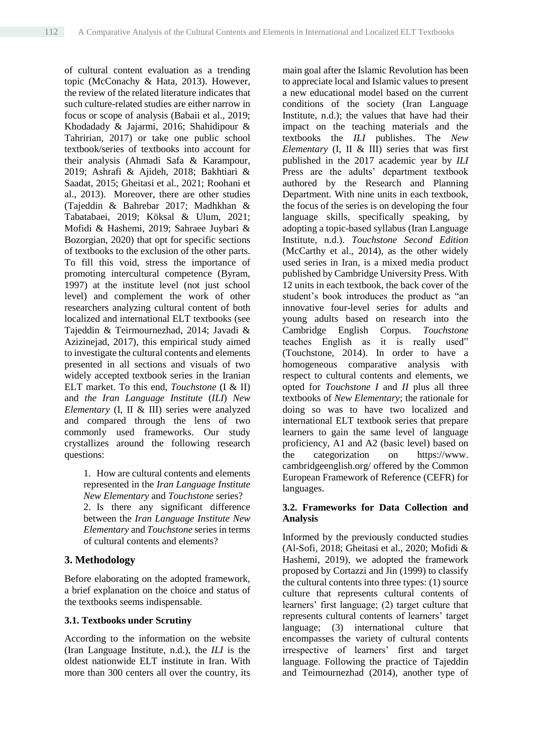of cultural content evaluation as a trending topic (McConachy & Hata, 2013). However, the review of the related literature indicates that such culture-related studies are either narrow in focus or scope of analysis (Babaii et al., 2019; Khodadady & Jajarmi, 2016; Shahidipour & Tahririan, 2017) or take one public school textbook/series of textbooks into account for their analysis (Ahmadi Safa & Karampour, 2019; Ashrafi & Ajideh, 2018; Bakhtiari & Saadat, 2015; Gheitasi et al., 2021; Roohani et al., 2013). Moreover, there are other studies (Tajeddin & Bahrebar 2017; Madhkhan & Tabatabaei, 2019; Köksal & Ulum, 2021; Mofidi & Hashemi, 2019; Sahraee Juybari & Bozorgian, 2020) that opt for specific sections of textbooks to the exclusion of the other parts. To fill this void, stress the importance of promoting intercultural competence (Byram, 1997) at the institute level (not just school level) and complement the work of other researchers analyzing cultural content of both localized and international ELT textbooks (see Tajeddin & Teirmournezhad, 2014; Javadi & Azizinejad, 2017), this empirical study aimed to investigate the cultural contents and elements presented in all sections and visuals of two widely accepted textbook series in the Iranian ELT market. To this end, *Touchstone* (I & II) and *the Iran Language Institute* (*ILI*) *New Elementary* (I, II & III) series were analyzed and compared through the lens of two commonly used frameworks. Our study crystallizes around the following research questions:

> 1. How are cultural contents and elements represented in the *Iran Language Institute New Elementary* and *Touchstone* series?
> 2. Is there any significant difference between the *Iran Language Institute New Elementary* and *Touchstone* series in terms of cultural contents and elements?

## 3. Methodology

Before elaborating on the adopted framework, a brief explanation on the choice and status of the textbooks seems indispensable.

### 3.1. Textbooks under Scrutiny

According to the information on the website (Iran Language Institute, n.d.), the *ILI* is the oldest nationwide ELT institute in Iran. With more than 300 centers all over the country, its main goal after the Islamic Revolution has been to appreciate local and Islamic values to present a new educational model based on the current conditions of the society (Iran Language Institute, n.d.); the values that have had their impact on the teaching materials and the textbooks the *ILI* publishes. The *New Elementary* (I, II & III) series that was first published in the 2017 academic year by *ILI* Press are the adults' department textbook authored by the Research and Planning Department. With nine units in each textbook, the focus of the series is on developing the four language skills, specifically speaking, by adopting a topic-based syllabus (Iran Language Institute, n.d.). *Touchstone Second Edition* (McCarthy et al., 2014), as the other widely used series in Iran, is a mixed media product published by Cambridge University Press. With 12 units in each textbook, the back cover of the student's book introduces the product as "an innovative four-level series for adults and young adults based on research into the Cambridge English Corpus. *Touchstone* teaches English as it is really used" (Touchstone, 2014). In order to have a homogeneous comparative analysis with respect to cultural contents and elements, we opted for *Touchstone I* and *II* plus all three textbooks of *New Elementary*; the rationale for doing so was to have two localized and international ELT textbook series that prepare learners to gain the same level of language proficiency, A1 and A2 (basic level) based on the categorization on https://www.cambridgeenglish.org/ offered by the Common European Framework of Reference (CEFR) for languages.

### 3.2. Frameworks for Data Collection and Analysis

Informed by the previously conducted studies (Al-Sofi, 2018; Gheitasi et al., 2020; Mofidi & Hashemi, 2019), we adopted the framework proposed by Cortazzi and Jin (1999) to classify the cultural contents into three types: (1) source culture that represents cultural contents of learners' first language; (2) target culture that represents cultural contents of learners' target language; (3) international culture that encompasses the variety of cultural contents irrespective of learners' first and target language. Following the practice of Tajeddin and Teimournezhad (2014), another type of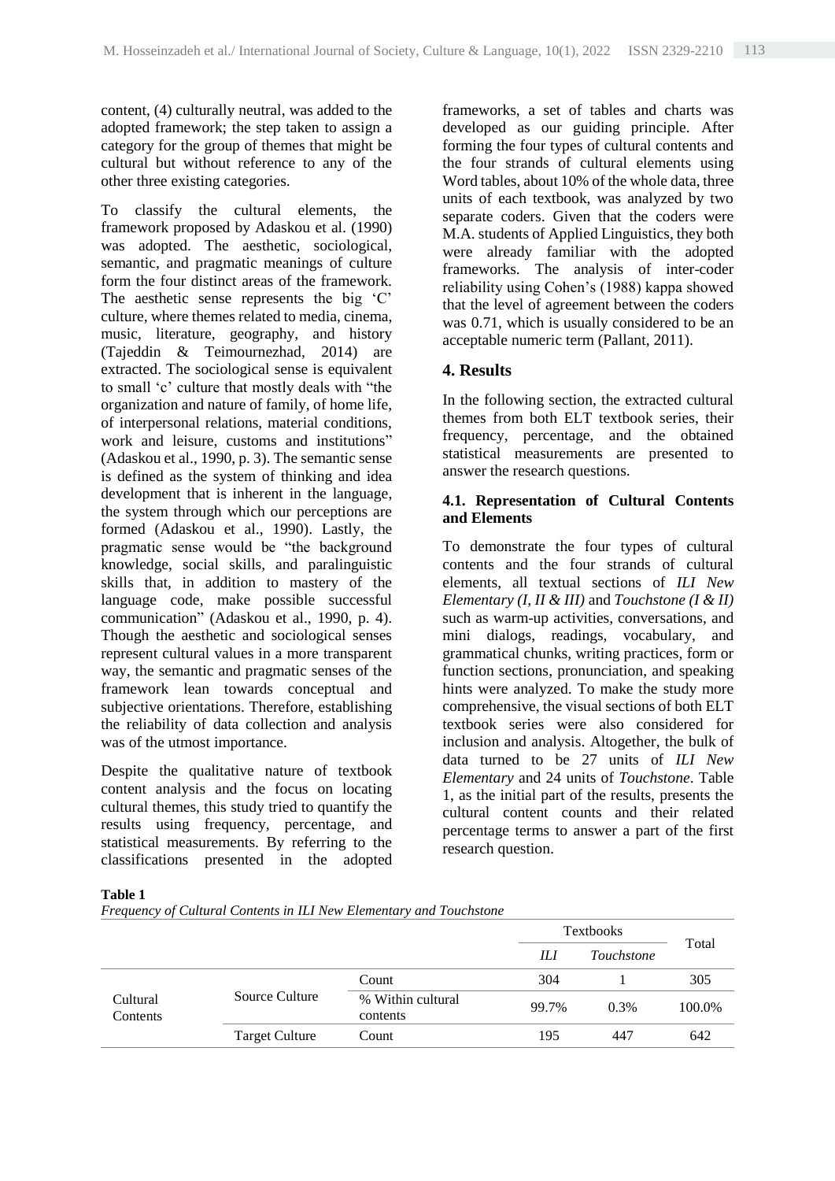content, (4) culturally neutral, was added to the adopted framework; the step taken to assign a category for the group of themes that might be cultural but without reference to any of the other three existing categories.

To classify the cultural elements, the framework proposed by Adaskou et al. (1990) was adopted. The aesthetic, sociological, semantic, and pragmatic meanings of culture form the four distinct areas of the framework. The aesthetic sense represents the big 'C' culture, where themes related to media, cinema, music, literature, geography, and history (Tajeddin & Teimournezhad, 2014) are extracted. The sociological sense is equivalent to small 'c' culture that mostly deals with "the organization and nature of family, of home life, of interpersonal relations, material conditions, work and leisure, customs and institutions" (Adaskou et al., 1990, p. 3). The semantic sense is defined as the system of thinking and idea development that is inherent in the language, the system through which our perceptions are formed (Adaskou et al., 1990). Lastly, the pragmatic sense would be "the background knowledge, social skills, and paralinguistic skills that, in addition to mastery of the language code, make possible successful communication" (Adaskou et al., 1990, p. 4). Though the aesthetic and sociological senses represent cultural values in a more transparent way, the semantic and pragmatic senses of the framework lean towards conceptual and subjective orientations. Therefore, establishing the reliability of data collection and analysis was of the utmost importance.

Despite the qualitative nature of textbook content analysis and the focus on locating cultural themes, this study tried to quantify the results using frequency, percentage, and statistical measurements. By referring to the classifications presented in the adopted frameworks, a set of tables and charts was developed as our guiding principle. After forming the four types of cultural contents and the four strands of cultural elements using Word tables, about 10% of the whole data, three units of each textbook, was analyzed by two separate coders. Given that the coders were M.A. students of Applied Linguistics, they both were already familiar with the adopted frameworks. The analysis of inter-coder reliability using Cohen's (1988) kappa showed that the level of agreement between the coders was 0.71, which is usually considered to be an acceptable numeric term (Pallant, 2011).

## 4. Results

In the following section, the extracted cultural themes from both ELT textbook series, their frequency, percentage, and the obtained statistical measurements are presented to answer the research questions.

### 4.1. Representation of Cultural Contents and Elements

To demonstrate the four types of cultural contents and the four strands of cultural elements, all textual sections of *ILI New Elementary (I, II & III)* and *Touchstone (I & II)* such as warm-up activities, conversations, and mini dialogs, readings, vocabulary, and grammatical chunks, writing practices, form or function sections, pronunciation, and speaking hints were analyzed. To make the study more comprehensive, the visual sections of both ELT textbook series were also considered for inclusion and analysis. Altogether, the bulk of data turned to be 27 units of *ILI New Elementary* and 24 units of *Touchstone*. Table 1, as the initial part of the results, presents the cultural content counts and their related percentage terms to answer a part of the first research question.

**Table 1**

*Frequency of Cultural Contents in ILI New Elementary and Touchstone*

| | | | Textbooks | | Total |
|---|---|---|---|---|---|
| | | | *ILI* | *Touchstone* | |
| Cultural Contents | Source Culture | Count | 304 | 1 | 305 |
| | | % Within cultural contents | 99.7% | 0.3% | 100.0% |
| | Target Culture | Count | 195 | 447 | 642 |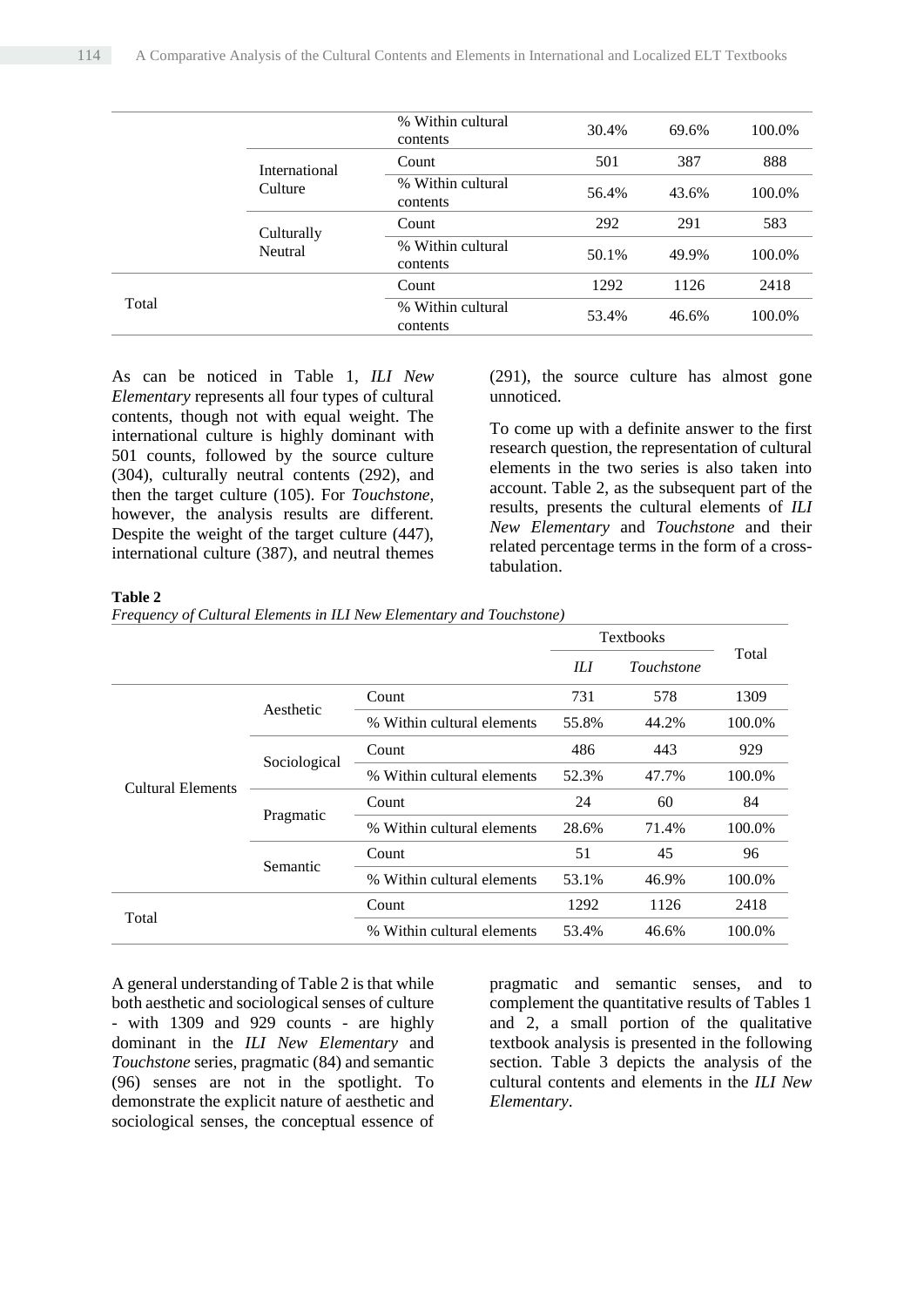| | | | | | |
|---|---|---|---|---|---|
| | | % Within cultural contents | 30.4% | 69.6% | 100.0% |
| | International Culture | Count | 501 | 387 | 888 |
| | | % Within cultural contents | 56.4% | 43.6% | 100.0% |
| | Culturally Neutral | Count | 292 | 291 | 583 |
| | | % Within cultural contents | 50.1% | 49.9% | 100.0% |
| Total | | Count | 1292 | 1126 | 2418 |
| | | % Within cultural contents | 53.4% | 46.6% | 100.0% |

As can be noticed in Table 1, *ILI New Elementary* represents all four types of cultural contents, though not with equal weight. The international culture is highly dominant with 501 counts, followed by the source culture (304), culturally neutral contents (292), and then the target culture (105). For *Touchstone*, however, the analysis results are different. Despite the weight of the target culture (447), international culture (387), and neutral themes (291), the source culture has almost gone unnoticed.

To come up with a definite answer to the first research question, the representation of cultural elements in the two series is also taken into account. Table 2, as the subsequent part of the results, presents the cultural elements of *ILI New Elementary* and *Touchstone* and their related percentage terms in the form of a cross-tabulation.

**Table 2**

*Frequency of Cultural Elements in ILI New Elementary and Touchstone)*

| | | | Textbooks | | Total |
|---|---|---|---|---|---|
| | | | *ILI* | *Touchstone* | |
| Cultural Elements | Aesthetic | Count | 731 | 578 | 1309 |
| | | % Within cultural elements | 55.8% | 44.2% | 100.0% |
| | Sociological | Count | 486 | 443 | 929 |
| | | % Within cultural elements | 52.3% | 47.7% | 100.0% |
| | Pragmatic | Count | 24 | 60 | 84 |
| | | % Within cultural elements | 28.6% | 71.4% | 100.0% |
| | Semantic | Count | 51 | 45 | 96 |
| | | % Within cultural elements | 53.1% | 46.9% | 100.0% |
| Total | | Count | 1292 | 1126 | 2418 |
| | | % Within cultural elements | 53.4% | 46.6% | 100.0% |

A general understanding of Table 2 is that while both aesthetic and sociological senses of culture - with 1309 and 929 counts - are highly dominant in the *ILI New Elementary* and *Touchstone* series, pragmatic (84) and semantic (96) senses are not in the spotlight. To demonstrate the explicit nature of aesthetic and sociological senses, the conceptual essence of pragmatic and semantic senses, and to complement the quantitative results of Tables 1 and 2, a small portion of the qualitative textbook analysis is presented in the following section. Table 3 depicts the analysis of the cultural contents and elements in the *ILI New Elementary*.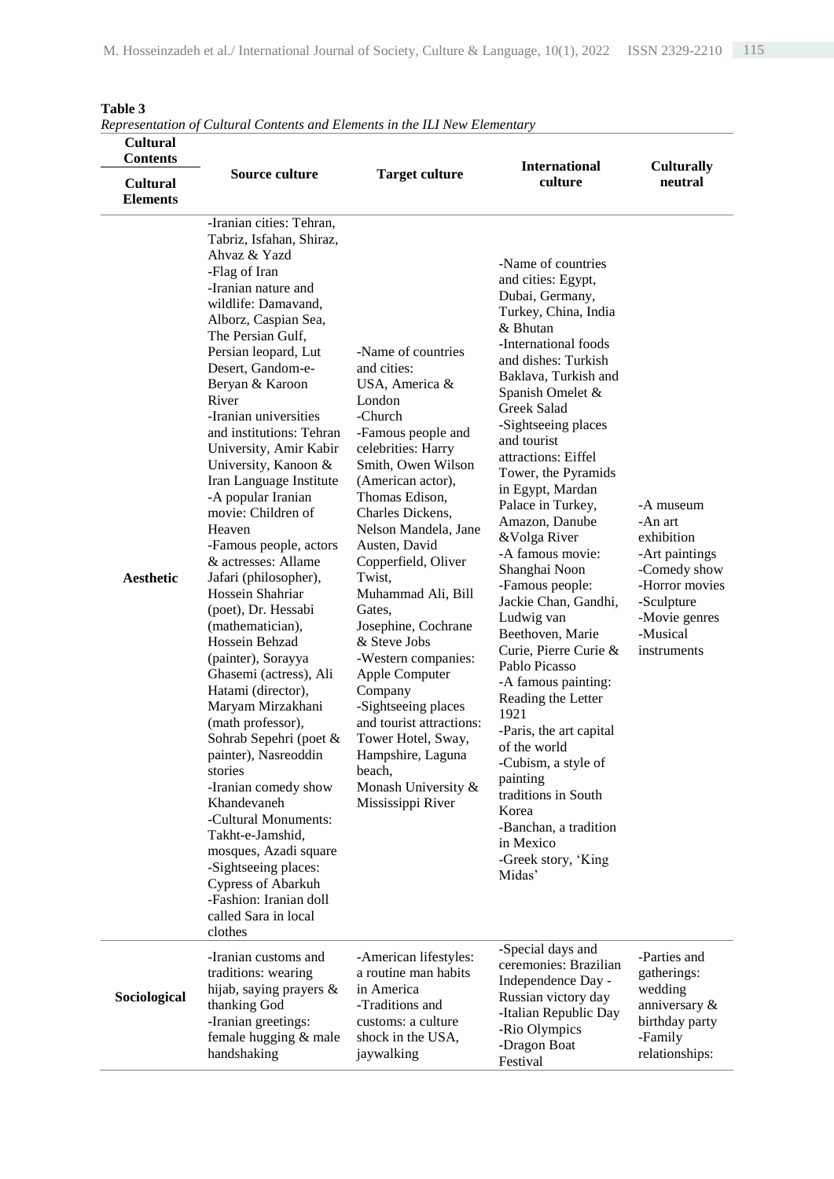**Table 3**

*Representation of Cultural Contents and Elements in the ILI New Elementary*

| Cultural Contents / Cultural Elements | Source culture | Target culture | International culture | Culturally neutral |
|---|---|---|---|---|
| **Aesthetic** | -Iranian cities: Tehran, Tabriz, Isfahan, Shiraz, Ahvaz & Yazd<br>-Flag of Iran<br>-Iranian nature and wildlife: Damavand, Alborz, Caspian Sea, The Persian Gulf, Persian leopard, Lut Desert, Gandom-e-Beryan & Karoon River<br>-Iranian universities and institutions: Tehran University, Amir Kabir University, Kanoon & Iran Language Institute<br>-A popular Iranian movie: Children of Heaven<br>-Famous people, actors & actresses: Allame Jafari (philosopher), Hossein Shahriar (poet), Dr. Hessabi (mathematician), Hossein Behzad (painter), Sorayya Ghasemi (actress), Ali Hatami (director), Maryam Mirzakhani (math professor), Sohrab Sepehri (poet & painter), Nasreoddin stories<br>-Iranian comedy show Khandevaneh<br>-Cultural Monuments: Takht-e-Jamshid, mosques, Azadi square<br>-Sightseeing places: Cypress of Abarkuh<br>-Fashion: Iranian doll called Sara in local clothes | -Name of countries and cities: USA, America & London<br>-Church<br>-Famous people and celebrities: Harry Smith, Owen Wilson (American actor), Thomas Edison, Charles Dickens, Nelson Mandela, Jane Austen, David Copperfield, Oliver Twist, Muhammad Ali, Bill Gates, Josephine, Cochrane & Steve Jobs<br>-Western companies: Apple Computer Company<br>-Sightseeing places and tourist attractions: Tower Hotel, Sway, Hampshire, Laguna beach, Monash University & Mississippi River | -Name of countries and cities: Egypt, Dubai, Germany, Turkey, China, India & Bhutan<br>-International foods and dishes: Turkish Baklava, Turkish and Spanish Omelet & Greek Salad<br>-Sightseeing places and tourist attractions: Eiffel Tower, the Pyramids in Egypt, Mardan Palace in Turkey, Amazon, Danube &Volga River<br>-A famous movie: Shanghai Noon<br>-Famous people: Jackie Chan, Gandhi, Ludwig van Beethoven, Marie Curie, Pierre Curie & Pablo Picasso<br>-A famous painting: Reading the Letter 1921<br>-Paris, the art capital of the world<br>-Cubism, a style of painting traditions in South Korea<br>-Banchan, a tradition in Mexico<br>-Greek story, 'King Midas' | -A museum<br>-An art exhibition<br>-Art paintings<br>-Comedy show<br>-Horror movies<br>-Sculpture<br>-Movie genres<br>-Musical instruments |
| **Sociological** | -Iranian customs and traditions: wearing hijab, saying prayers & thanking God<br>-Iranian greetings: female hugging & male handshaking | -American lifestyles: a routine man habits in America<br>-Traditions and customs: a culture shock in the USA, jaywalking | -Special days and ceremonies: Brazilian Independence Day -Russian victory day<br>-Italian Republic Day<br>-Rio Olympics<br>-Dragon Boat Festival | -Parties and gatherings: wedding anniversary & birthday party<br>-Family relationships: |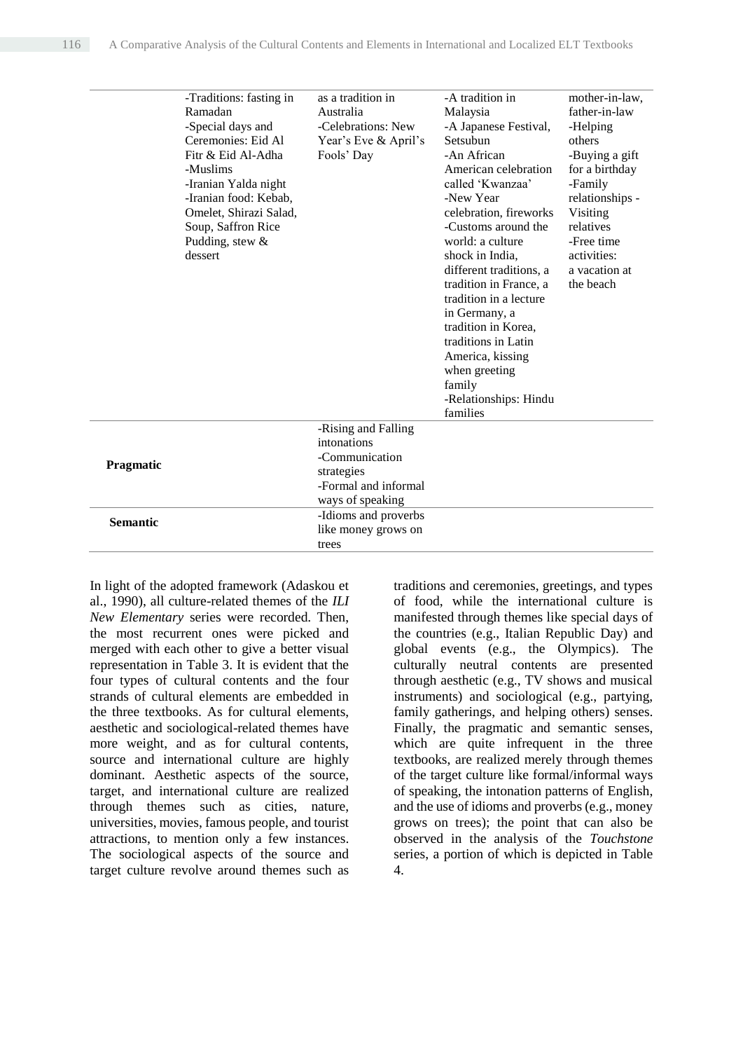| | | | | |
|---|---|---|---|---|
| | -Traditions: fasting in Ramadan<br>-Special days and Ceremonies: Eid Al Fitr & Eid Al-Adha<br>-Muslims<br>-Iranian Yalda night<br>-Iranian food: Kebab, Omelet, Shirazi Salad, Soup, Saffron Rice Pudding, stew & dessert | as a tradition in Australia<br>-Celebrations: New Year's Eve & April's Fools' Day | -A tradition in Malaysia<br>-A Japanese Festival, Setsubun<br>-An African American celebration called 'Kwanzaa'<br>-New Year celebration, fireworks<br>-Customs around the world: a culture shock in India, different traditions, a tradition in France, a tradition in a lecture in Germany, a tradition in Korea, traditions in Latin America, kissing when greeting family<br>-Relationships: Hindu families | mother-in-law, father-in-law<br>-Helping others<br>-Buying a gift for a birthday<br>-Family relationships - Visiting relatives<br>-Free time activities: a vacation at the beach |
| **Pragmatic** | | -Rising and Falling intonations<br>-Communication strategies<br>-Formal and informal ways of speaking | | |
| **Semantic** | | -Idioms and proverbs like money grows on trees | | |

In light of the adopted framework (Adaskou et al., 1990), all culture-related themes of the *ILI New Elementary* series were recorded. Then, the most recurrent ones were picked and merged with each other to give a better visual representation in Table 3. It is evident that the four types of cultural contents and the four strands of cultural elements are embedded in the three textbooks. As for cultural elements, aesthetic and sociological-related themes have more weight, and as for cultural contents, source and international culture are highly dominant. Aesthetic aspects of the source, target, and international culture are realized through themes such as cities, nature, universities, movies, famous people, and tourist attractions, to mention only a few instances. The sociological aspects of the source and target culture revolve around themes such as traditions and ceremonies, greetings, and types of food, while the international culture is manifested through themes like special days of the countries (e.g., Italian Republic Day) and global events (e.g., the Olympics). The culturally neutral contents are presented through aesthetic (e.g., TV shows and musical instruments) and sociological (e.g., partying, family gatherings, and helping others) senses. Finally, the pragmatic and semantic senses, which are quite infrequent in the three textbooks, are realized merely through themes of the target culture like formal/informal ways of speaking, the intonation patterns of English, and the use of idioms and proverbs (e.g., money grows on trees); the point that can also be observed in the analysis of the *Touchstone* series, a portion of which is depicted in Table 4.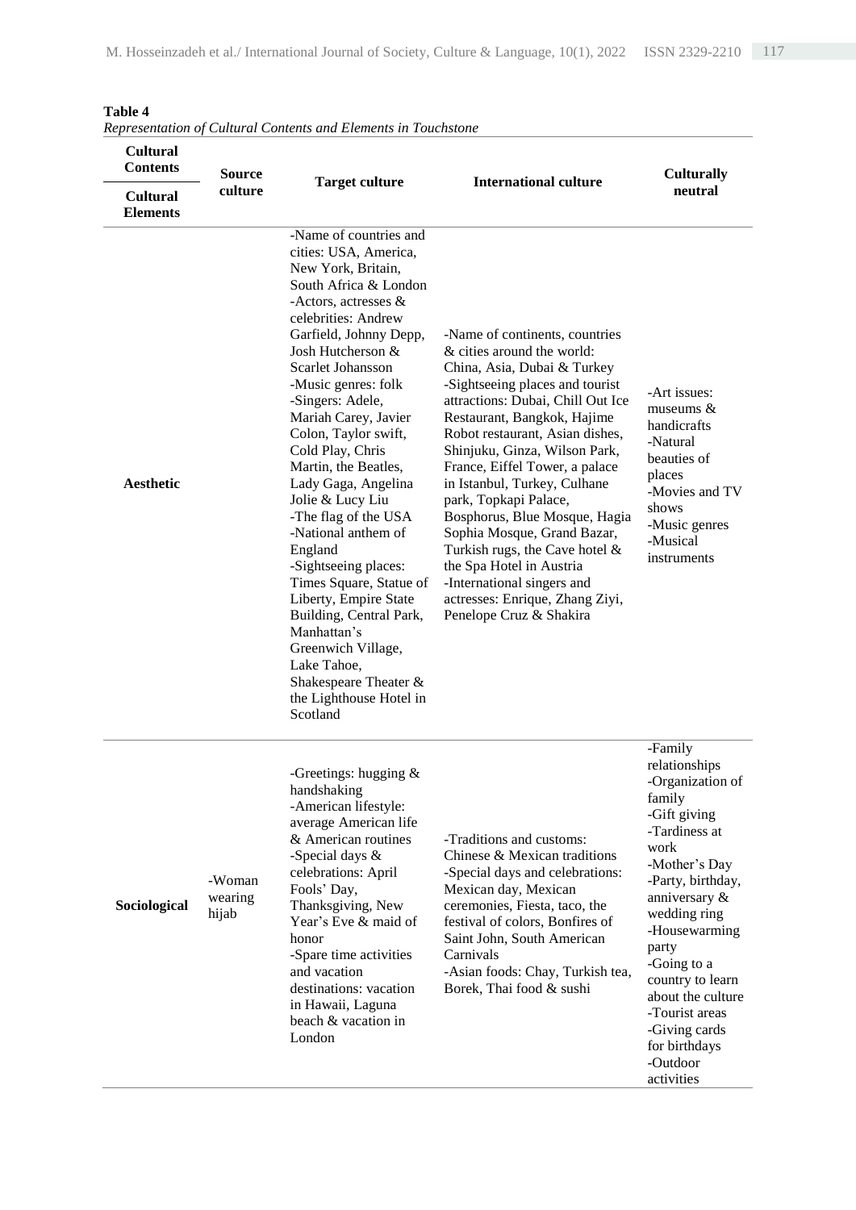**Table 4**

*Representation of Cultural Contents and Elements in Touchstone*

| Cultural Contents / Cultural Elements | Source culture | Target culture | International culture | Culturally neutral |
|---|---|---|---|---|
| **Aesthetic** | | -Name of countries and cities: USA, America, New York, Britain, South Africa & London -Actors, actresses & celebrities: Andrew Garfield, Johnny Depp, Josh Hutcherson & Scarlet Johansson -Music genres: folk -Singers: Adele, Mariah Carey, Javier Colon, Taylor swift, Cold Play, Chris Martin, the Beatles, Lady Gaga, Angelina Jolie & Lucy Liu -The flag of the USA -National anthem of England -Sightseeing places: Times Square, Statue of Liberty, Empire State Building, Central Park, Manhattan's Greenwich Village, Lake Tahoe, Shakespeare Theater & the Lighthouse Hotel in Scotland | -Name of continents, countries & cities around the world: China, Asia, Dubai & Turkey -Sightseeing places and tourist attractions: Dubai, Chill Out Ice Restaurant, Bangkok, Hajime Robot restaurant, Asian dishes, Shinjuku, Ginza, Wilson Park, France, Eiffel Tower, a palace in Istanbul, Turkey, Culhane park, Topkapi Palace, Bosphorus, Blue Mosque, Hagia Sophia Mosque, Grand Bazar, Turkish rugs, the Cave hotel & the Spa Hotel in Austria -International singers and actresses: Enrique, Zhang Ziyi, Penelope Cruz & Shakira | -Art issues: museums & handicrafts -Natural beauties of places -Movies and TV shows -Music genres -Musical instruments |
| **Sociological** | -Woman wearing hijab | -Greetings: hugging & handshaking -American lifestyle: average American life & American routines -Special days & celebrations: April Fools' Day, Thanksgiving, New Year's Eve & maid of honor -Spare time activities and vacation destinations: vacation in Hawaii, Laguna beach & vacation in London | -Traditions and customs: Chinese & Mexican traditions -Special days and celebrations: Mexican day, Mexican ceremonies, Fiesta, taco, the festival of colors, Bonfires of Saint John, South American Carnivals -Asian foods: Chay, Turkish tea, Borek, Thai food & sushi | -Family relationships -Organization of family -Gift giving -Tardiness at work -Mother's Day -Party, birthday, anniversary & wedding ring -Housewarming party -Going to a country to learn about the culture -Tourist areas -Giving cards for birthdays -Outdoor activities |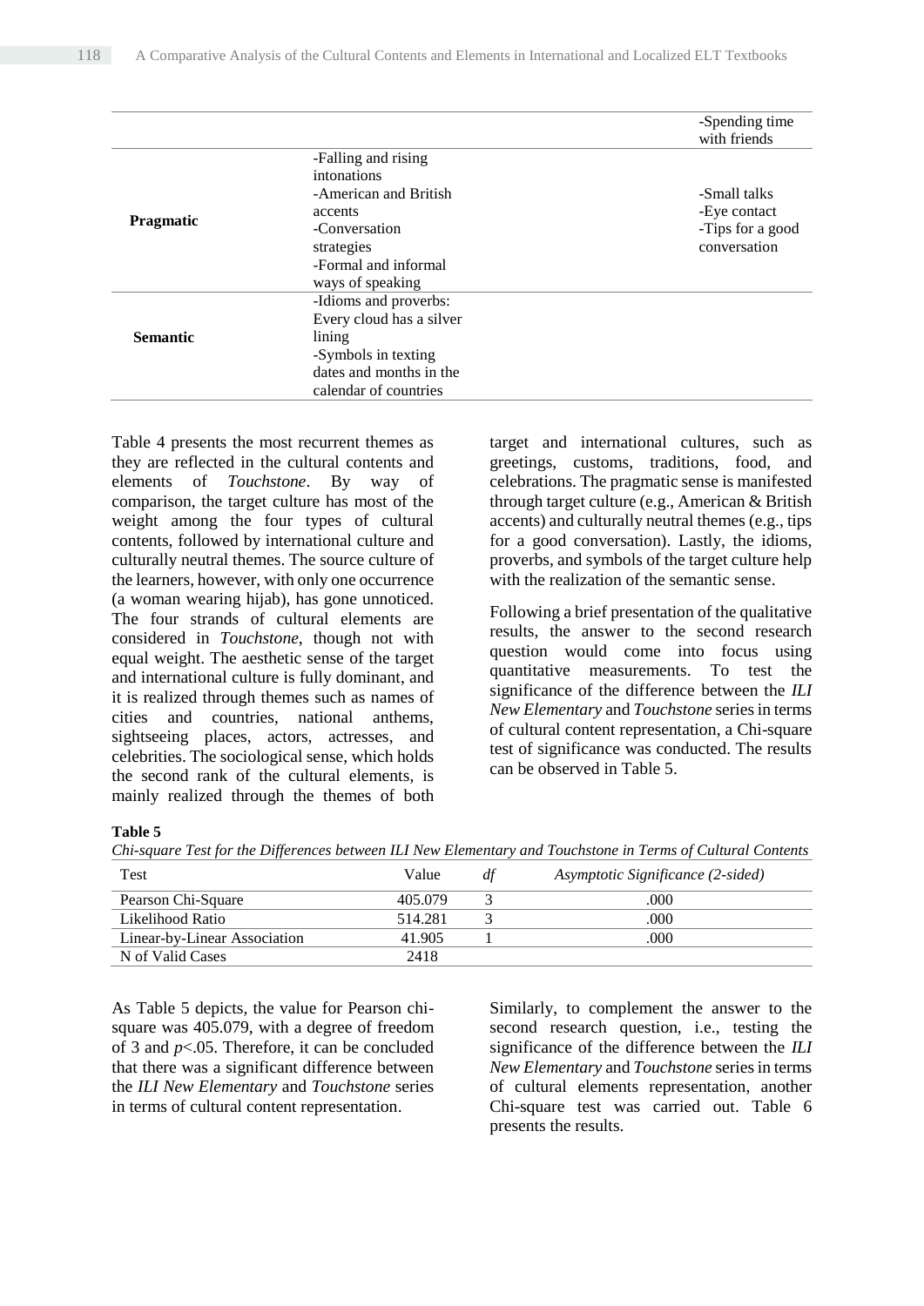|  |  |  | -Spending time with friends |
| --- | --- | --- | --- |
| **Pragmatic** | -Falling and rising intonations<br>-American and British accents<br>-Conversation strategies<br>-Formal and informal ways of speaking |  | -Small talks<br>-Eye contact<br>-Tips for a good conversation |
| **Semantic** | -Idioms and proverbs: Every cloud has a silver lining<br>-Symbols in texting dates and months in the calendar of countries |  |  |

Table 4 presents the most recurrent themes as they are reflected in the cultural contents and elements of *Touchstone*. By way of comparison, the target culture has most of the weight among the four types of cultural contents, followed by international culture and culturally neutral themes. The source culture of the learners, however, with only one occurrence (a woman wearing hijab), has gone unnoticed. The four strands of cultural elements are considered in *Touchstone*, though not with equal weight. The aesthetic sense of the target and international culture is fully dominant, and it is realized through themes such as names of cities and countries, national anthems, sightseeing places, actors, actresses, and celebrities. The sociological sense, which holds the second rank of the cultural elements, is mainly realized through the themes of both target and international cultures, such as greetings, customs, traditions, food, and celebrations. The pragmatic sense is manifested through target culture (e.g., American & British accents) and culturally neutral themes (e.g., tips for a good conversation). Lastly, the idioms, proverbs, and symbols of the target culture help with the realization of the semantic sense.

Following a brief presentation of the qualitative results, the answer to the second research question would come into focus using quantitative measurements. To test the significance of the difference between the *ILI New Elementary* and *Touchstone* series in terms of cultural content representation, a Chi-square test of significance was conducted. The results can be observed in Table 5.

**Table 5**

*Chi-square Test for the Differences between ILI New Elementary and Touchstone in Terms of Cultural Contents*

| Test | Value | *df* | *Asymptotic Significance (2-sided)* |
| --- | --- | --- | --- |
| Pearson Chi-Square | 405.079 | 3 | .000 |
| Likelihood Ratio | 514.281 | 3 | .000 |
| Linear-by-Linear Association | 41.905 | 1 | .000 |
| N of Valid Cases | 2418 |  |  |

As Table 5 depicts, the value for Pearson chi-square was 405.079, with a degree of freedom of 3 and $p<.05$. Therefore, it can be concluded that there was a significant difference between the *ILI New Elementary* and *Touchstone* series in terms of cultural content representation.

Similarly, to complement the answer to the second research question, i.e., testing the significance of the difference between the *ILI New Elementary* and *Touchstone* series in terms of cultural elements representation, another Chi-square test was carried out. Table 6 presents the results.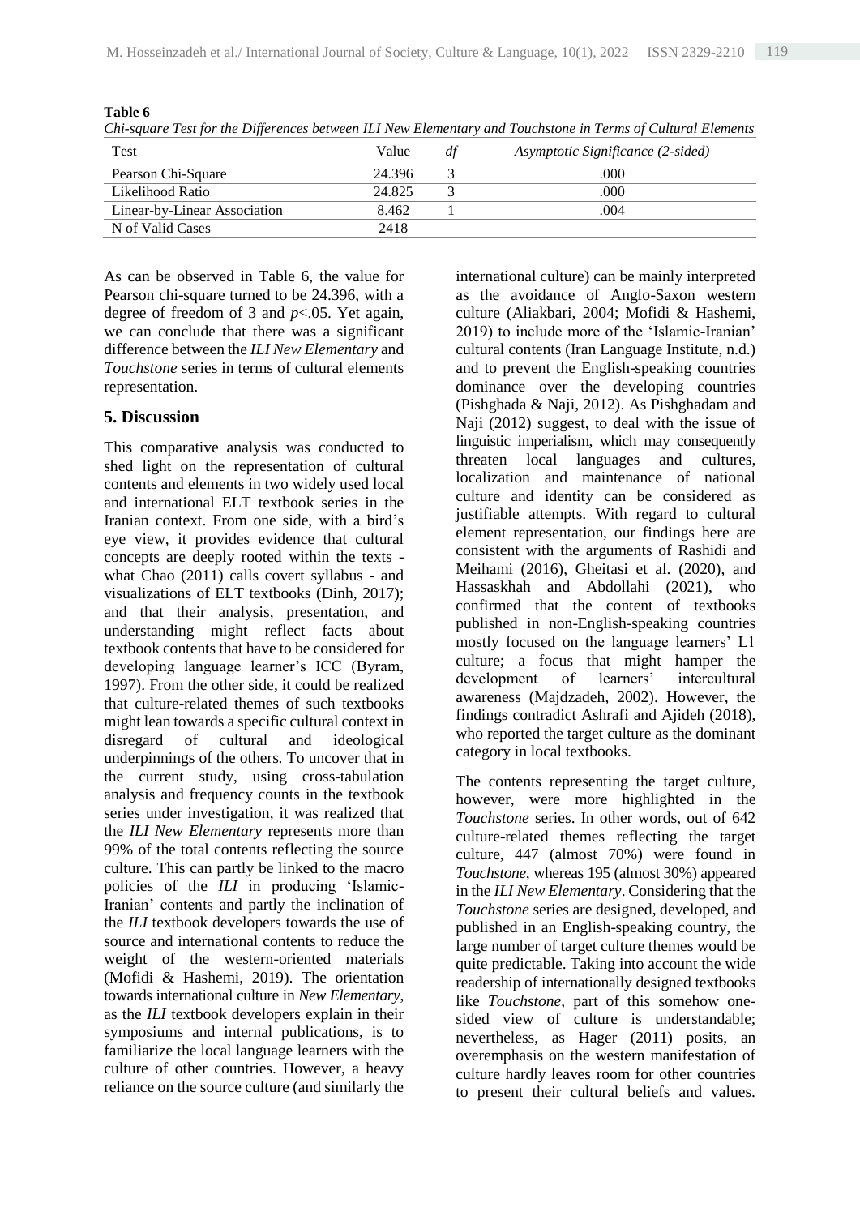**Table 6**

*Chi-square Test for the Differences between ILI New Elementary and Touchstone in Terms of Cultural Elements*

| Test | Value | *df* | *Asymptotic Significance (2-sided)* |
|---|---|---|---|
| Pearson Chi-Square | 24.396 | 3 | .000 |
| Likelihood Ratio | 24.825 | 3 | .000 |
| Linear-by-Linear Association | 8.462 | 1 | .004 |
| N of Valid Cases | 2418 | | |

As can be observed in Table 6, the value for Pearson chi-square turned to be 24.396, with a degree of freedom of 3 and $p<.05$. Yet again, we can conclude that there was a significant difference between the *ILI New Elementary* and *Touchstone* series in terms of cultural elements representation.

## 5. Discussion

This comparative analysis was conducted to shed light on the representation of cultural contents and elements in two widely used local and international ELT textbook series in the Iranian context. From one side, with a bird's eye view, it provides evidence that cultural concepts are deeply rooted within the texts - what Chao (2011) calls covert syllabus - and visualizations of ELT textbooks (Dinh, 2017); and that their analysis, presentation, and understanding might reflect facts about textbook contents that have to be considered for developing language learner's ICC (Byram, 1997). From the other side, it could be realized that culture-related themes of such textbooks might lean towards a specific cultural context in disregard of cultural and ideological underpinnings of the others. To uncover that in the current study, using cross-tabulation analysis and frequency counts in the textbook series under investigation, it was realized that the *ILI New Elementary* represents more than 99% of the total contents reflecting the source culture. This can partly be linked to the macro policies of the *ILI* in producing 'Islamic-Iranian' contents and partly the inclination of the *ILI* textbook developers towards the use of source and international contents to reduce the weight of the western-oriented materials (Mofidi & Hashemi, 2019). The orientation towards international culture in *New Elementary*, as the *ILI* textbook developers explain in their symposiums and internal publications, is to familiarize the local language learners with the culture of other countries. However, a heavy reliance on the source culture (and similarly the international culture) can be mainly interpreted as the avoidance of Anglo-Saxon western culture (Aliakbari, 2004; Mofidi & Hashemi, 2019) to include more of the 'Islamic-Iranian' cultural contents (Iran Language Institute, n.d.) and to prevent the English-speaking countries dominance over the developing countries (Pishghada & Naji, 2012). As Pishghadam and Naji (2012) suggest, to deal with the issue of linguistic imperialism, which may consequently threaten local languages and cultures, localization and maintenance of national culture and identity can be considered as justifiable attempts. With regard to cultural element representation, our findings here are consistent with the arguments of Rashidi and Meihami (2016), Gheitasi et al. (2020), and Hassaskhah and Abdollahi (2021), who confirmed that the content of textbooks published in non-English-speaking countries mostly focused on the language learners' L1 culture; a focus that might hamper the development of learners' intercultural awareness (Majdzadeh, 2002). However, the findings contradict Ashrafi and Ajideh (2018), who reported the target culture as the dominant category in local textbooks.

The contents representing the target culture, however, were more highlighted in the *Touchstone* series. In other words, out of 642 culture-related themes reflecting the target culture, 447 (almost 70%) were found in *Touchstone*, whereas 195 (almost 30%) appeared in the *ILI New Elementary*. Considering that the *Touchstone* series are designed, developed, and published in an English-speaking country, the large number of target culture themes would be quite predictable. Taking into account the wide readership of internationally designed textbooks like *Touchstone*, part of this somehow one-sided view of culture is understandable; nevertheless, as Hager (2011) posits, an overemphasis on the western manifestation of culture hardly leaves room for other countries to present their cultural beliefs and values.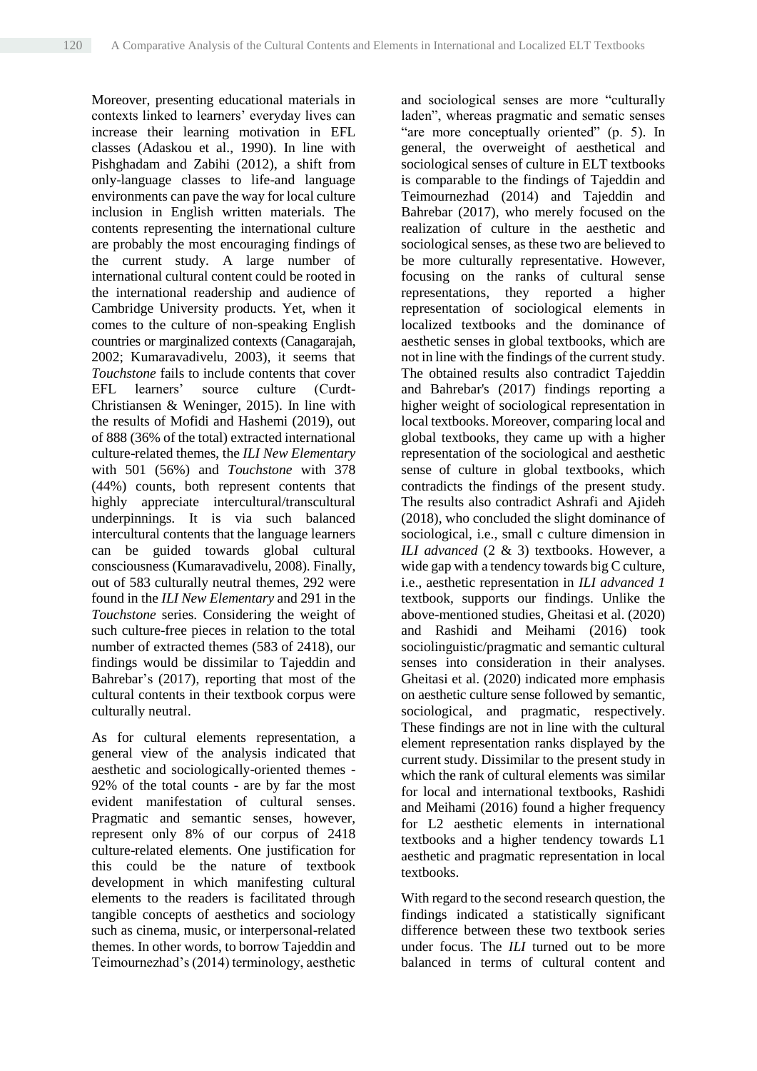Moreover, presenting educational materials in contexts linked to learners' everyday lives can increase their learning motivation in EFL classes (Adaskou et al., 1990). In line with Pishghadam and Zabihi (2012), a shift from only-language classes to life-and language environments can pave the way for local culture inclusion in English written materials. The contents representing the international culture are probably the most encouraging findings of the current study. A large number of international cultural content could be rooted in the international readership and audience of Cambridge University products. Yet, when it comes to the culture of non-speaking English countries or marginalized contexts (Canagarajah, 2002; Kumaravadivelu, 2003), it seems that *Touchstone* fails to include contents that cover EFL learners' source culture (Curdt-Christiansen & Weninger, 2015). In line with the results of Mofidi and Hashemi (2019), out of 888 (36% of the total) extracted international culture-related themes, the *ILI New Elementary* with 501 (56%) and *Touchstone* with 378 (44%) counts, both represent contents that highly appreciate intercultural/transcultural underpinnings. It is via such balanced intercultural contents that the language learners can be guided towards global cultural consciousness (Kumaravadivelu, 2008). Finally, out of 583 culturally neutral themes, 292 were found in the *ILI New Elementary* and 291 in the *Touchstone* series. Considering the weight of such culture-free pieces in relation to the total number of extracted themes (583 of 2418), our findings would be dissimilar to Tajeddin and Bahrebar's (2017), reporting that most of the cultural contents in their textbook corpus were culturally neutral.

As for cultural elements representation, a general view of the analysis indicated that aesthetic and sociologically-oriented themes - 92% of the total counts - are by far the most evident manifestation of cultural senses. Pragmatic and semantic senses, however, represent only 8% of our corpus of 2418 culture-related elements. One justification for this could be the nature of textbook development in which manifesting cultural elements to the readers is facilitated through tangible concepts of aesthetics and sociology such as cinema, music, or interpersonal-related themes. In other words, to borrow Tajeddin and Teimournezhad's (2014) terminology, aesthetic and sociological senses are more "culturally laden", whereas pragmatic and sematic senses "are more conceptually oriented" (p. 5). In general, the overweight of aesthetical and sociological senses of culture in ELT textbooks is comparable to the findings of Tajeddin and Teimournezhad (2014) and Tajeddin and Bahrebar (2017), who merely focused on the realization of culture in the aesthetic and sociological senses, as these two are believed to be more culturally representative. However, focusing on the ranks of cultural sense representations, they reported a higher representation of sociological elements in localized textbooks and the dominance of aesthetic senses in global textbooks, which are not in line with the findings of the current study. The obtained results also contradict Tajeddin and Bahrebar's (2017) findings reporting a higher weight of sociological representation in local textbooks. Moreover, comparing local and global textbooks, they came up with a higher representation of the sociological and aesthetic sense of culture in global textbooks, which contradicts the findings of the present study. The results also contradict Ashrafi and Ajideh (2018), who concluded the slight dominance of sociological, i.e., small c culture dimension in *ILI advanced* (2 & 3) textbooks. However, a wide gap with a tendency towards big C culture, i.e., aesthetic representation in *ILI advanced 1* textbook, supports our findings. Unlike the above-mentioned studies, Gheitasi et al. (2020) and Rashidi and Meihami (2016) took sociolinguistic/pragmatic and semantic cultural senses into consideration in their analyses. Gheitasi et al. (2020) indicated more emphasis on aesthetic culture sense followed by semantic, sociological, and pragmatic, respectively. These findings are not in line with the cultural element representation ranks displayed by the current study. Dissimilar to the present study in which the rank of cultural elements was similar for local and international textbooks, Rashidi and Meihami (2016) found a higher frequency for L2 aesthetic elements in international textbooks and a higher tendency towards L1 aesthetic and pragmatic representation in local textbooks.

With regard to the second research question, the findings indicated a statistically significant difference between these two textbook series under focus. The *ILI* turned out to be more balanced in terms of cultural content and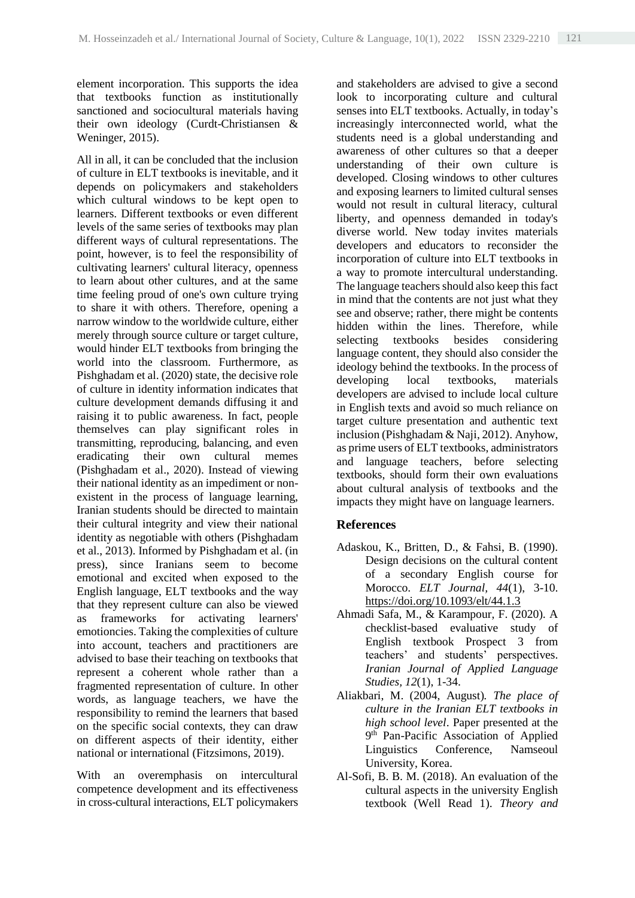element incorporation. This supports the idea that textbooks function as institutionally sanctioned and sociocultural materials having their own ideology (Curdt-Christiansen & Weninger, 2015).

All in all, it can be concluded that the inclusion of culture in ELT textbooks is inevitable, and it depends on policymakers and stakeholders which cultural windows to be kept open to learners. Different textbooks or even different levels of the same series of textbooks may plan different ways of cultural representations. The point, however, is to feel the responsibility of cultivating learners' cultural literacy, openness to learn about other cultures, and at the same time feeling proud of one's own culture trying to share it with others. Therefore, opening a narrow window to the worldwide culture, either merely through source culture or target culture, would hinder ELT textbooks from bringing the world into the classroom. Furthermore, as Pishghadam et al. (2020) state, the decisive role of culture in identity information indicates that culture development demands diffusing it and raising it to public awareness. In fact, people themselves can play significant roles in transmitting, reproducing, balancing, and even eradicating their own cultural memes (Pishghadam et al., 2020). Instead of viewing their national identity as an impediment or non-existent in the process of language learning, Iranian students should be directed to maintain their cultural integrity and view their national identity as negotiable with others (Pishghadam et al., 2013). Informed by Pishghadam et al. (in press), since Iranians seem to become emotional and excited when exposed to the English language, ELT textbooks and the way that they represent culture can also be viewed as frameworks for activating learners' emotioncies. Taking the complexities of culture into account, teachers and practitioners are advised to base their teaching on textbooks that represent a coherent whole rather than a fragmented representation of culture. In other words, as language teachers, we have the responsibility to remind the learners that based on the specific social contexts, they can draw on different aspects of their identity, either national or international (Fitzsimons, 2019).

With an overemphasis on intercultural competence development and its effectiveness in cross-cultural interactions, ELT policymakers and stakeholders are advised to give a second look to incorporating culture and cultural senses into ELT textbooks. Actually, in today's increasingly interconnected world, what the students need is a global understanding and awareness of other cultures so that a deeper understanding of their own culture is developed. Closing windows to other cultures and exposing learners to limited cultural senses would not result in cultural literacy, cultural liberty, and openness demanded in today's diverse world. New today invites materials developers and educators to reconsider the incorporation of culture into ELT textbooks in a way to promote intercultural understanding. The language teachers should also keep this fact in mind that the contents are not just what they see and observe; rather, there might be contents hidden within the lines. Therefore, while selecting textbooks besides considering language content, they should also consider the ideology behind the textbooks. In the process of developing local textbooks, materials developers are advised to include local culture in English texts and avoid so much reliance on target culture presentation and authentic text inclusion (Pishghadam & Naji, 2012). Anyhow, as prime users of ELT textbooks, administrators and language teachers, before selecting textbooks, should form their own evaluations about cultural analysis of textbooks and the impacts they might have on language learners.

## References

Adaskou, K., Britten, D., & Fahsi, B. (1990). Design decisions on the cultural content of a secondary English course for Morocco. *ELT Journal*, *44*(1), 3-10. https://doi.org/10.1093/elt/44.1.3

Ahmadi Safa, M., & Karampour, F. (2020). A checklist-based evaluative study of English textbook Prospect 3 from teachers' and students' perspectives. *Iranian Journal of Applied Language Studies*, *12*(1), 1-34.

Aliakbari, M. (2004, August). *The place of culture in the Iranian ELT textbooks in high school level*. Paper presented at the 9th Pan-Pacific Association of Applied Linguistics Conference, Namseoul University, Korea.

Al-Sofi, B. B. M. (2018). An evaluation of the cultural aspects in the university English textbook (Well Read 1). *Theory and*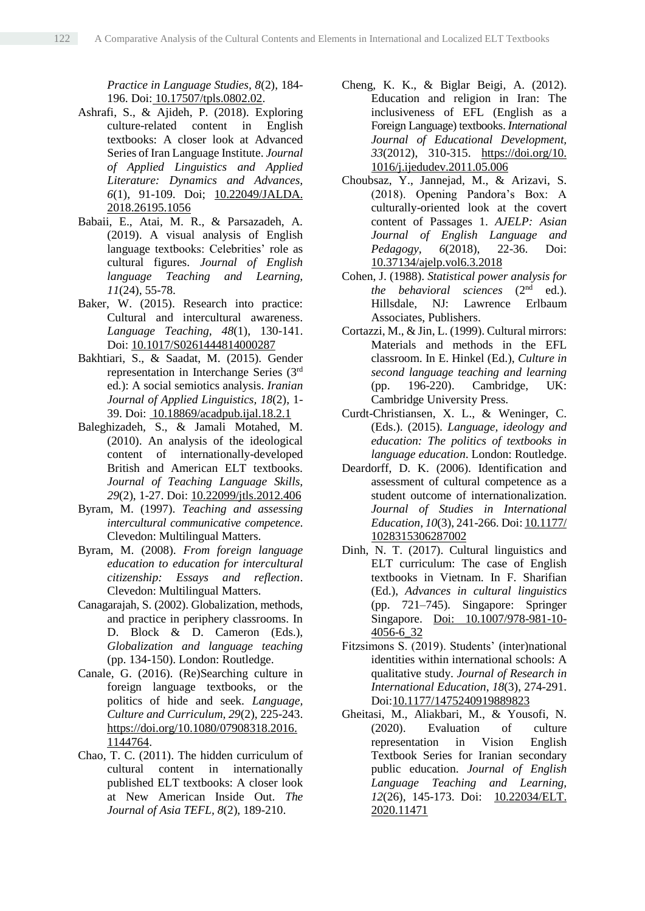*Practice in Language Studies, 8*(2), 184-196. Doi: 10.17507/tpls.0802.02.

Ashrafi, S., & Ajideh, P. (2018). Exploring culture-related content in English textbooks: A closer look at Advanced Series of Iran Language Institute. *Journal of Applied Linguistics and Applied Literature: Dynamics and Advances, 6*(1), 91-109. Doi; 10.22049/JALDA.2018.26195.1056

Babaii, E., Atai, M. R., & Parsazadeh, A. (2019). A visual analysis of English language textbooks: Celebrities' role as cultural figures. *Journal of English language Teaching and Learning, 11*(24), 55-78.

Baker, W. (2015). Research into practice: Cultural and intercultural awareness. *Language Teaching, 48*(1), 130-141. Doi: 10.1017/S0261444814000287

Bakhtiari, S., & Saadat, M. (2015). Gender representation in Interchange Series (3rd ed.): A social semiotics analysis. *Iranian Journal of Applied Linguistics, 18*(2), 1-39. Doi: 10.18869/acadpub.ijal.18.2.1

Baleghizadeh, S., & Jamali Motahed, M. (2010). An analysis of the ideological content of internationally-developed British and American ELT textbooks. *Journal of Teaching Language Skills, 29*(2), 1-27. Doi: 10.22099/jtls.2012.406

Byram, M. (1997). *Teaching and assessing intercultural communicative competence.* Clevedon: Multilingual Matters.

Byram, M. (2008). *From foreign language education to education for intercultural citizenship: Essays and reflection*. Clevedon: Multilingual Matters.

Canagarajah, S. (2002). Globalization, methods, and practice in periphery classrooms. In D. Block & D. Cameron (Eds.), *Globalization and language teaching* (pp. 134-150). London: Routledge.

Canale, G. (2016). (Re)Searching culture in foreign language textbooks, or the politics of hide and seek. *Language, Culture and Curriculum, 29*(2), 225-243. https://doi.org/10.1080/07908318.2016.1144764.

Chao, T. C. (2011). The hidden curriculum of cultural content in internationally published ELT textbooks: A closer look at New American Inside Out. *The Journal of Asia TEFL, 8*(2), 189-210.

Cheng, K. K., & Biglar Beigi, A. (2012). Education and religion in Iran: The inclusiveness of EFL (English as a Foreign Language) textbooks. *International Journal of Educational Development, 33*(2012), 310-315. https://doi.org/10.1016/j.ijedudev.2011.05.006

Choubsaz, Y., Jannejad, M., & Arizavi, S. (2018). Opening Pandora's Box: A culturally-oriented look at the covert content of Passages 1. *AJELP: Asian Journal of English Language and Pedagogy, 6*(2018), 22-36. Doi: 10.37134/ajelp.vol6.3.2018

Cohen, J. (1988). *Statistical power analysis for the behavioral sciences* (2nd ed.). Hillsdale, NJ: Lawrence Erlbaum Associates, Publishers.

Cortazzi, M., & Jin, L. (1999). Cultural mirrors: Materials and methods in the EFL classroom. In E. Hinkel (Ed.), *Culture in second language teaching and learning* (pp. 196-220). Cambridge, UK: Cambridge University Press.

Curdt-Christiansen, X. L., & Weninger, C. (Eds.). (2015). *Language, ideology and education: The politics of textbooks in language education*. London: Routledge.

Deardorff, D. K. (2006). Identification and assessment of cultural competence as a student outcome of internationalization. *Journal of Studies in International Education, 10*(3), 241-266. Doi: 10.1177/1028315306287002

Dinh, N. T. (2017). Cultural linguistics and ELT curriculum: The case of English textbooks in Vietnam. In F. Sharifian (Ed.), *Advances in cultural linguistics* (pp. 721–745). Singapore: Springer Singapore. Doi: 10.1007/978-981-10-4056-6_32

Fitzsimons S. (2019). Students' (inter)national identities within international schools: A qualitative study. *Journal of Research in International Education*, *18*(3), 274-291. Doi:10.1177/1475240919889823

Gheitasi, M., Aliakbari, M., & Yousofi, N. (2020). Evaluation of culture representation in Vision English Textbook Series for Iranian secondary public education. *Journal of English Language Teaching and Learning, 12*(26), 145-173. Doi: 10.22034/ELT.2020.11471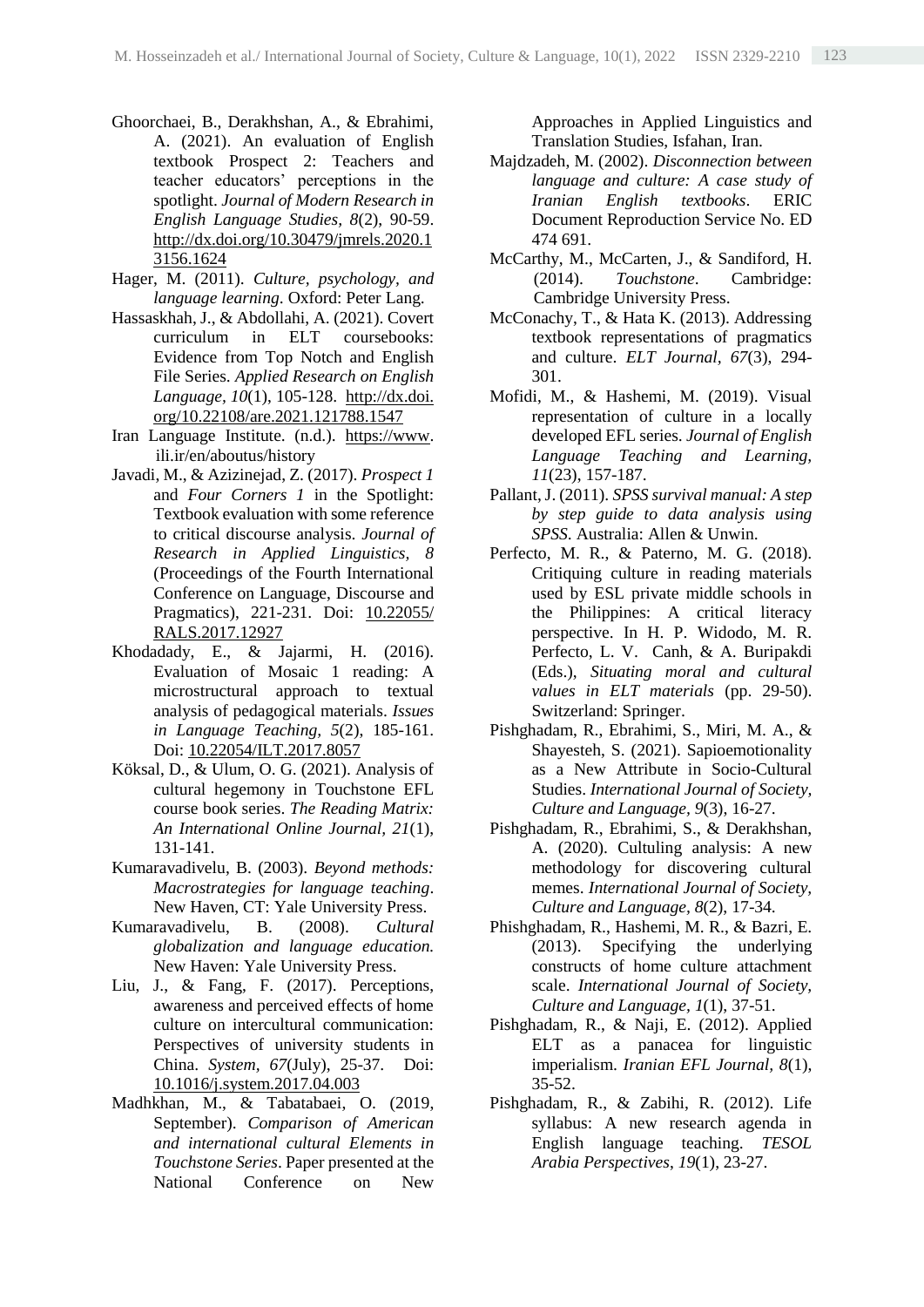Ghoorchaei, B., Derakhshan, A., & Ebrahimi, A. (2021). An evaluation of English textbook Prospect 2: Teachers and teacher educators' perceptions in the spotlight. *Journal of Modern Research in English Language Studies, 8*(2), 90-59. http://dx.doi.org/10.30479/jmrels.2020.13156.1624

Hager, M. (2011). *Culture, psychology, and language learning*. Oxford: Peter Lang.

Hassaskhah, J., & Abdollahi, A. (2021). Covert curriculum in ELT coursebooks: Evidence from Top Notch and English File Series. *Applied Research on English Language, 10*(1), 105-128. http://dx.doi.org/10.22108/are.2021.121788.1547

Iran Language Institute. (n.d.). https://www.ili.ir/en/aboutus/history

Javadi, M., & Azizinejad, Z. (2017). *Prospect 1* and *Four Corners 1* in the Spotlight: Textbook evaluation with some reference to critical discourse analysis. *Journal of Research in Applied Linguistics, 8* (Proceedings of the Fourth International Conference on Language, Discourse and Pragmatics), 221-231. Doi: 10.22055/RALS.2017.12927

Khodadady, E., & Jajarmi, H. (2016). Evaluation of Mosaic 1 reading: A microstructural approach to textual analysis of pedagogical materials. *Issues in Language Teaching, 5*(2), 185-161. Doi: 10.22054/ILT.2017.8057

Köksal, D., & Ulum, O. G. (2021). Analysis of cultural hegemony in Touchstone EFL course book series. *The Reading Matrix: An International Online Journal, 21*(1), 131-141.

Kumaravadivelu, B. (2003). *Beyond methods: Macrostrategies for language teaching*. New Haven, CT: Yale University Press.

Kumaravadivelu, B. (2008). *Cultural globalization and language education.* New Haven: Yale University Press.

Liu, J., & Fang, F. (2017). Perceptions, awareness and perceived effects of home culture on intercultural communication: Perspectives of university students in China. *System, 67*(July), 25-37. Doi: 10.1016/j.system.2017.04.003

Madhkhan, M., & Tabatabaei, O. (2019, September). *Comparison of American and international cultural Elements in Touchstone Series*. Paper presented at the National Conference on New Approaches in Applied Linguistics and Translation Studies, Isfahan, Iran.

Majdzadeh, M. (2002). *Disconnection between language and culture: A case study of Iranian English textbooks*. ERIC Document Reproduction Service No. ED 474 691.

McCarthy, M., McCarten, J., & Sandiford, H. (2014). *Touchstone*. Cambridge: Cambridge University Press.

McConachy, T., & Hata K. (2013). Addressing textbook representations of pragmatics and culture. *ELT Journal, 67*(3), 294-301.

Mofidi, M., & Hashemi, M. (2019). Visual representation of culture in a locally developed EFL series. *Journal of English Language Teaching and Learning, 11*(23), 157-187.

Pallant, J. (2011). *SPSS survival manual: A step by step guide to data analysis using SPSS*. Australia: Allen & Unwin.

Perfecto, M. R., & Paterno, M. G. (2018). Critiquing culture in reading materials used by ESL private middle schools in the Philippines: A critical literacy perspective. In H. P. Widodo, M. R. Perfecto, L. V. Canh, & A. Buripakdi (Eds.), *Situating moral and cultural values in ELT materials* (pp. 29-50). Switzerland: Springer.

Pishghadam, R., Ebrahimi, S., Miri, M. A., & Shayesteh, S. (2021). Sapioemotionality as a New Attribute in Socio-Cultural Studies. *International Journal of Society, Culture and Language, 9*(3), 16-27.

Pishghadam, R., Ebrahimi, S., & Derakhshan, A. (2020). Cultuling analysis: A new methodology for discovering cultural memes. *International Journal of Society, Culture and Language, 8*(2), 17-34.

Phishghadam, R., Hashemi, M. R., & Bazri, E. (2013). Specifying the underlying constructs of home culture attachment scale. *International Journal of Society, Culture and Language, 1*(1), 37-51.

Pishghadam, R., & Naji, E. (2012). Applied ELT as a panacea for linguistic imperialism. *Iranian EFL Journal, 8*(1), 35-52.

Pishghadam, R., & Zabihi, R. (2012). Life syllabus: A new research agenda in English language teaching. *TESOL Arabia Perspectives, 19*(1), 23-27.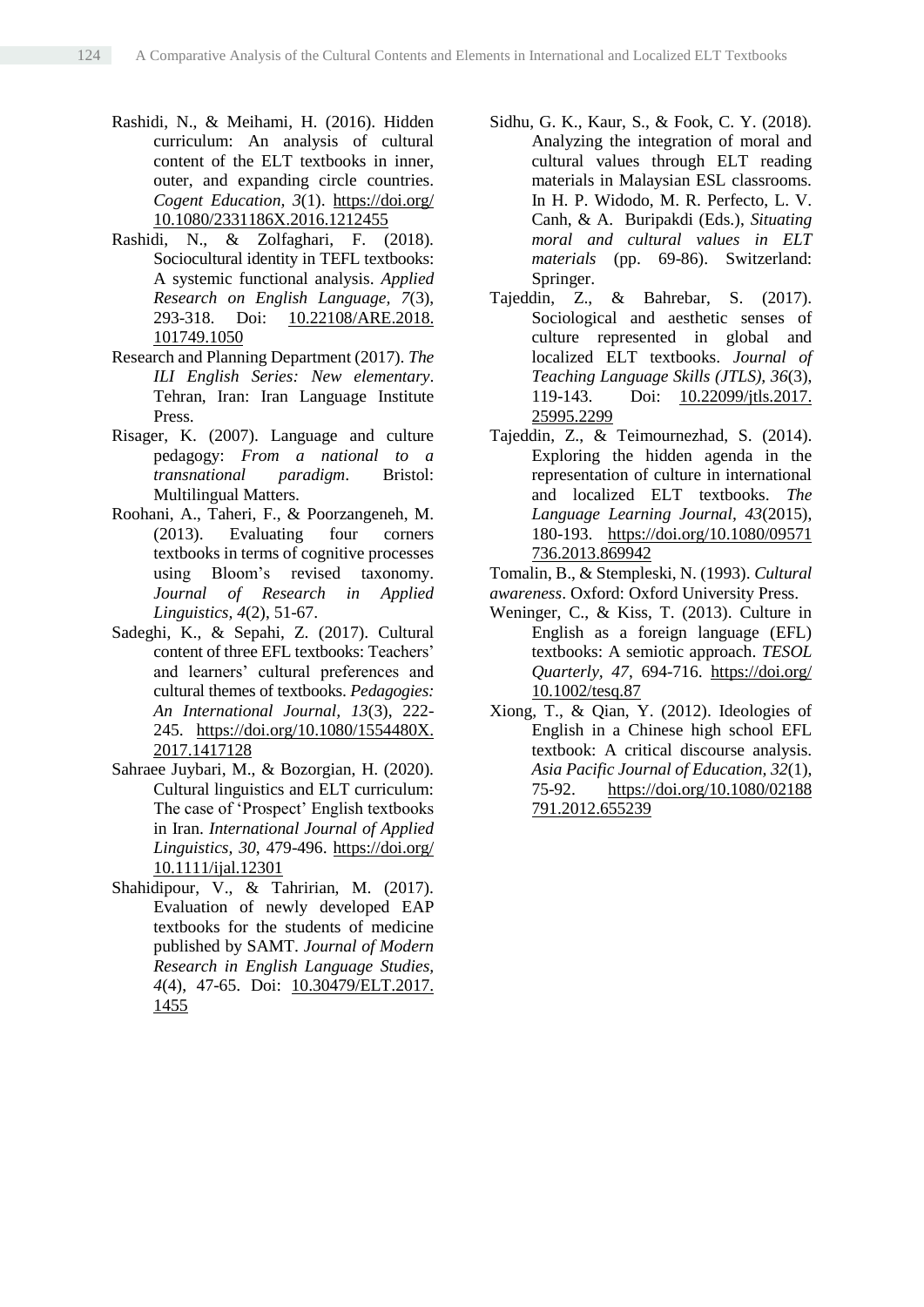Rashidi, N., & Meihami, H. (2016). Hidden curriculum: An analysis of cultural content of the ELT textbooks in inner, outer, and expanding circle countries. *Cogent Education*, *3*(1). https://doi.org/10.1080/2331186X.2016.1212455

Rashidi, N., & Zolfaghari, F. (2018). Sociocultural identity in TEFL textbooks: A systemic functional analysis. *Applied Research on English Language, 7*(3), 293-318. Doi: 10.22108/ARE.2018.101749.1050

Research and Planning Department (2017). *The ILI English Series: New elementary*. Tehran, Iran: Iran Language Institute Press.

Risager, K. (2007). Language and culture pedagogy: *From a national to a transnational paradigm*. Bristol: Multilingual Matters.

Roohani, A., Taheri, F., & Poorzangeneh, M. (2013). Evaluating four corners textbooks in terms of cognitive processes using Bloom's revised taxonomy. *Journal of Research in Applied Linguistics, 4*(2), 51-67.

Sadeghi, K., & Sepahi, Z. (2017). Cultural content of three EFL textbooks: Teachers' and learners' cultural preferences and cultural themes of textbooks. *Pedagogies: An International Journal, 13*(3), 222-245. https://doi.org/10.1080/1554480X.2017.1417128

Sahraee Juybari, M., & Bozorgian, H. (2020). Cultural linguistics and ELT curriculum: The case of 'Prospect' English textbooks in Iran. *International Journal of Applied Linguistics, 30*, 479-496. https://doi.org/10.1111/ijal.12301

Shahidipour, V., & Tahririan, M. (2017). Evaluation of newly developed EAP textbooks for the students of medicine published by SAMT. *Journal of Modern Research in English Language Studies, 4*(4), 47-65. Doi: 10.30479/ELT.2017.1455

Sidhu, G. K., Kaur, S., & Fook, C. Y. (2018). Analyzing the integration of moral and cultural values through ELT reading materials in Malaysian ESL classrooms. In H. P. Widodo, M. R. Perfecto, L. V. Canh, & A. Buripakdi (Eds.), *Situating moral and cultural values in ELT materials* (pp. 69-86). Switzerland: Springer.

Tajeddin, Z., & Bahrebar, S. (2017). Sociological and aesthetic senses of culture represented in global and localized ELT textbooks. *Journal of Teaching Language Skills (JTLS), 36*(3), 119-143. Doi: 10.22099/jtls.2017.25995.2299

Tajeddin, Z., & Teimournezhad, S. (2014). Exploring the hidden agenda in the representation of culture in international and localized ELT textbooks. *The Language Learning Journal, 43*(2015), 180-193. https://doi.org/10.1080/09571736.2013.869942

Tomalin, B., & Stempleski, N. (1993). *Cultural awareness*. Oxford: Oxford University Press.

Weninger, C., & Kiss, T. (2013). Culture in English as a foreign language (EFL) textbooks: A semiotic approach. *TESOL Quarterly, 47*, 694-716. https://doi.org/10.1002/tesq.87

Xiong, T., & Qian, Y. (2012). Ideologies of English in a Chinese high school EFL textbook: A critical discourse analysis. *Asia Pacific Journal of Education, 32*(1), 75-92. https://doi.org/10.1080/02188791.2012.655239